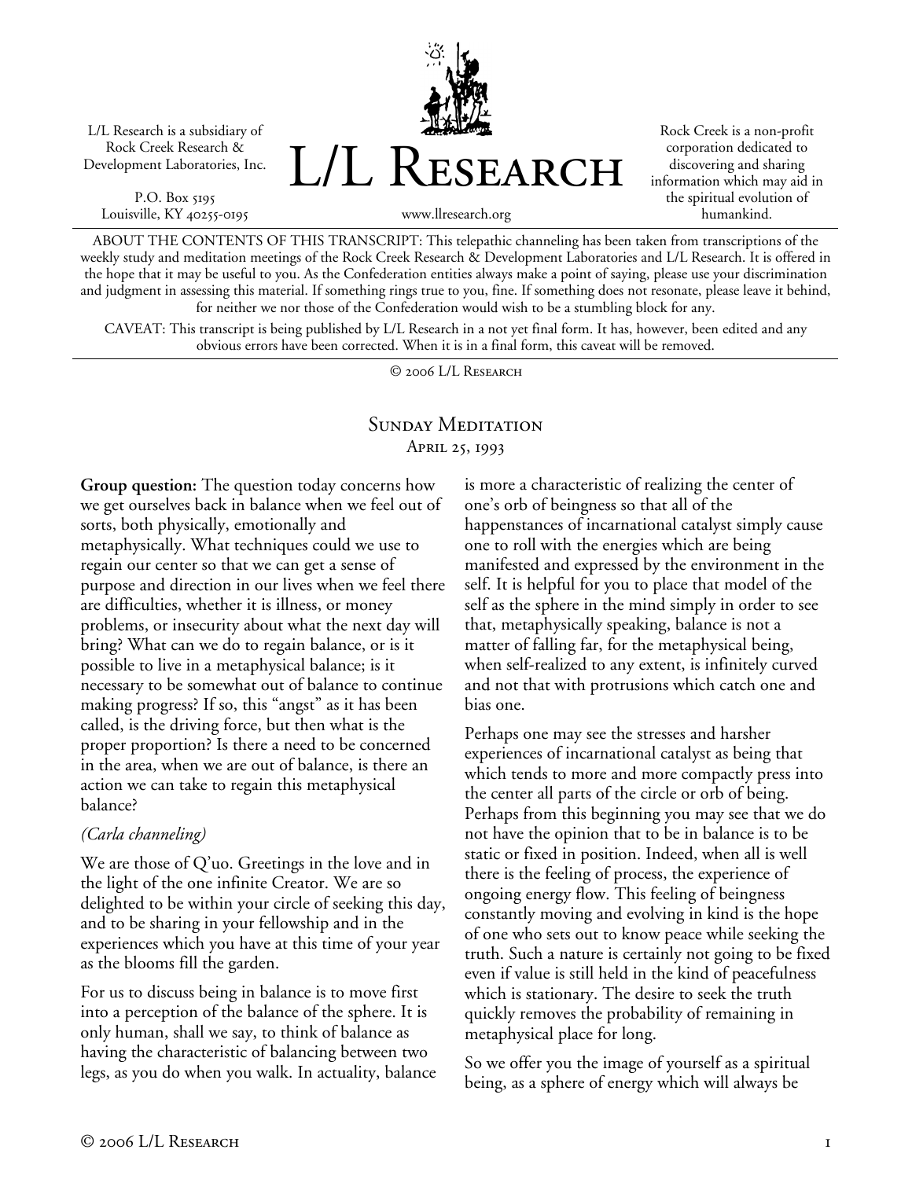L/L Research is a subsidiary of Rock Creek Research & Development Laboratories, Inc.

P.O. Box 5195
Louisville, KY 40255-0195

# L/L Research

www.llresearch.org

Rock Creek is a non-profit corporation dedicated to discovering and sharing information which may aid in the spiritual evolution of humankind.

ABOUT THE CONTENTS OF THIS TRANSCRIPT: This telepathic channeling has been taken from transcriptions of the weekly study and meditation meetings of the Rock Creek Research & Development Laboratories and L/L Research. It is offered in the hope that it may be useful to you. As the Confederation entities always make a point of saying, please use your discrimination and judgment in assessing this material. If something rings true to you, fine. If something does not resonate, please leave it behind, for neither we nor those of the Confederation would wish to be a stumbling block for any.

CAVEAT: This transcript is being published by L/L Research in a not yet final form. It has, however, been edited and any obvious errors have been corrected. When it is in a final form, this caveat will be removed.

© 2006 L/L Research

## Sunday Meditation
### April 25, 1993

**Group question:** The question today concerns how we get ourselves back in balance when we feel out of sorts, both physically, emotionally and metaphysically. What techniques could we use to regain our center so that we can get a sense of purpose and direction in our lives when we feel there are difficulties, whether it is illness, or money problems, or insecurity about what the next day will bring? What can we do to regain balance, or is it possible to live in a metaphysical balance; is it necessary to be somewhat out of balance to continue making progress? If so, this "angst" as it has been called, is the driving force, but then what is the proper proportion? Is there a need to be concerned in the area, when we are out of balance, is there an action we can take to regain this metaphysical balance?

*(Carla channeling)*

We are those of Q'uo. Greetings in the love and in the light of the one infinite Creator. We are so delighted to be within your circle of seeking this day, and to be sharing in your fellowship and in the experiences which you have at this time of your year as the blooms fill the garden.

For us to discuss being in balance is to move first into a perception of the balance of the sphere. It is only human, shall we say, to think of balance as having the characteristic of balancing between two legs, as you do when you walk. In actuality, balance is more a characteristic of realizing the center of one's orb of beingness so that all of the happenstances of incarnational catalyst simply cause one to roll with the energies which are being manifested and expressed by the environment in the self. It is helpful for you to place that model of the self as the sphere in the mind simply in order to see that, metaphysically speaking, balance is not a matter of falling far, for the metaphysical being, when self-realized to any extent, is infinitely curved and not that with protrusions which catch one and bias one.

Perhaps one may see the stresses and harsher experiences of incarnational catalyst as being that which tends to more and more compactly press into the center all parts of the circle or orb of being. Perhaps from this beginning you may see that we do not have the opinion that to be in balance is to be static or fixed in position. Indeed, when all is well there is the feeling of process, the experience of ongoing energy flow. This feeling of beingness constantly moving and evolving in kind is the hope of one who sets out to know peace while seeking the truth. Such a nature is certainly not going to be fixed even if value is still held in the kind of peacefulness which is stationary. The desire to seek the truth quickly removes the probability of remaining in metaphysical place for long.

So we offer you the image of yourself as a spiritual being, as a sphere of energy which will always be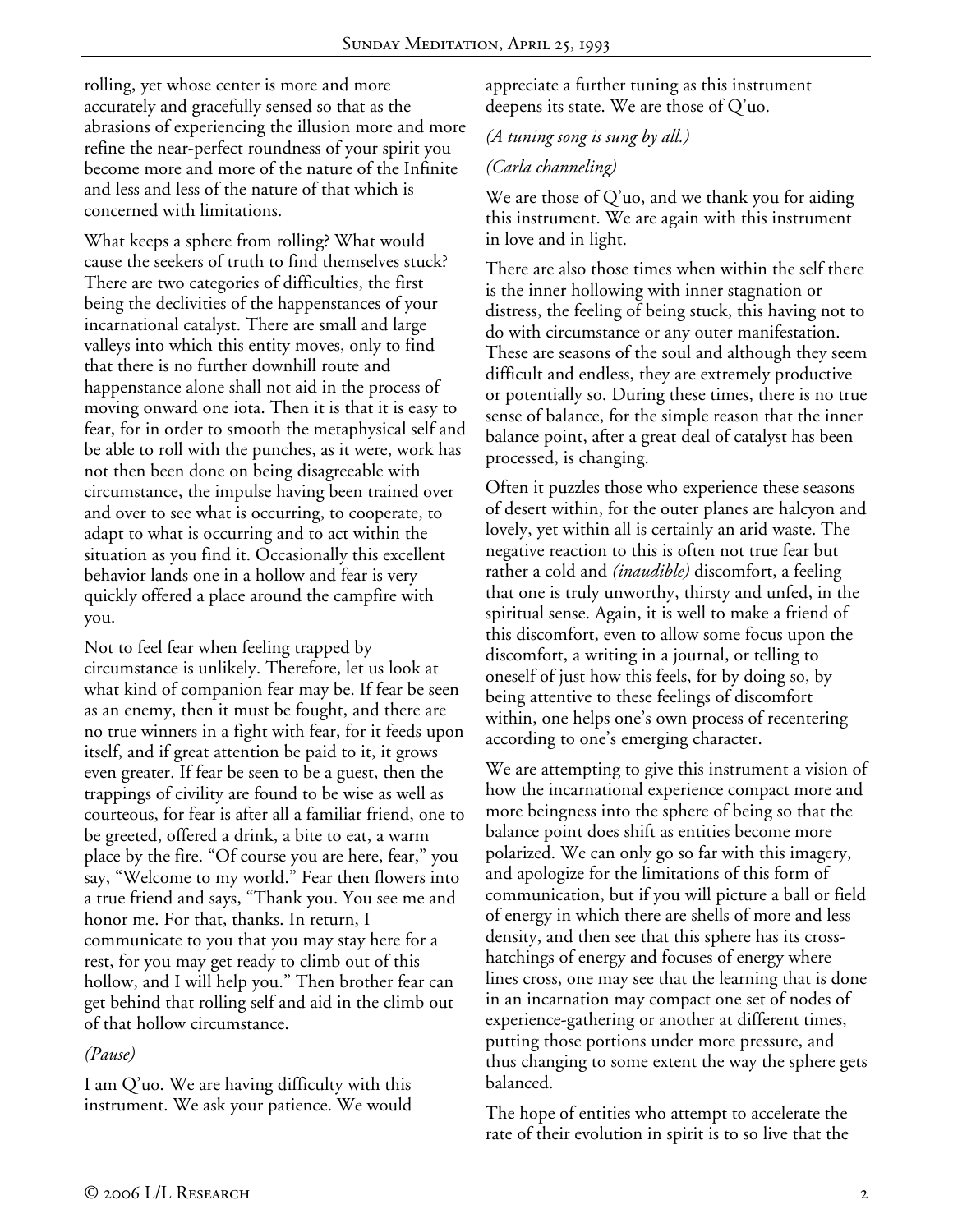rolling, yet whose center is more and more accurately and gracefully sensed so that as the abrasions of experiencing the illusion more and more refine the near-perfect roundness of your spirit you become more and more of the nature of the Infinite and less and less of the nature of that which is concerned with limitations.

What keeps a sphere from rolling? What would cause the seekers of truth to find themselves stuck? There are two categories of difficulties, the first being the declivities of the happenstances of your incarnational catalyst. There are small and large valleys into which this entity moves, only to find that there is no further downhill route and happenstance alone shall not aid in the process of moving onward one iota. Then it is that it is easy to fear, for in order to smooth the metaphysical self and be able to roll with the punches, as it were, work has not then been done on being disagreeable with circumstance, the impulse having been trained over and over to see what is occurring, to cooperate, to adapt to what is occurring and to act within the situation as you find it. Occasionally this excellent behavior lands one in a hollow and fear is very quickly offered a place around the campfire with you.

Not to feel fear when feeling trapped by circumstance is unlikely. Therefore, let us look at what kind of companion fear may be. If fear be seen as an enemy, then it must be fought, and there are no true winners in a fight with fear, for it feeds upon itself, and if great attention be paid to it, it grows even greater. If fear be seen to be a guest, then the trappings of civility are found to be wise as well as courteous, for fear is after all a familiar friend, one to be greeted, offered a drink, a bite to eat, a warm place by the fire. "Of course you are here, fear," you say, "Welcome to my world." Fear then flowers into a true friend and says, "Thank you. You see me and honor me. For that, thanks. In return, I communicate to you that you may stay here for a rest, for you may get ready to climb out of this hollow, and I will help you." Then brother fear can get behind that rolling self and aid in the climb out of that hollow circumstance.

*(Pause)*

I am Q'uo. We are having difficulty with this instrument. We ask your patience. We would appreciate a further tuning as this instrument deepens its state. We are those of Q'uo.

*(A tuning song is sung by all.)*

*(Carla channeling)*

We are those of Q'uo, and we thank you for aiding this instrument. We are again with this instrument in love and in light.

There are also those times when within the self there is the inner hollowing with inner stagnation or distress, the feeling of being stuck, this having not to do with circumstance or any outer manifestation. These are seasons of the soul and although they seem difficult and endless, they are extremely productive or potentially so. During these times, there is no true sense of balance, for the simple reason that the inner balance point, after a great deal of catalyst has been processed, is changing.

Often it puzzles those who experience these seasons of desert within, for the outer planes are halcyon and lovely, yet within all is certainly an arid waste. The negative reaction to this is often not true fear but rather a cold and *(inaudible)* discomfort, a feeling that one is truly unworthy, thirsty and unfed, in the spiritual sense. Again, it is well to make a friend of this discomfort, even to allow some focus upon the discomfort, a writing in a journal, or telling to oneself of just how this feels, for by doing so, by being attentive to these feelings of discomfort within, one helps one's own process of recentering according to one's emerging character.

We are attempting to give this instrument a vision of how the incarnational experience compact more and more beingness into the sphere of being so that the balance point does shift as entities become more polarized. We can only go so far with this imagery, and apologize for the limitations of this form of communication, but if you will picture a ball or field of energy in which there are shells of more and less density, and then see that this sphere has its cross-hatchings of energy and focuses of energy where lines cross, one may see that the learning that is done in an incarnation may compact one set of nodes of experience-gathering or another at different times, putting those portions under more pressure, and thus changing to some extent the way the sphere gets balanced.

The hope of entities who attempt to accelerate the rate of their evolution in spirit is to so live that the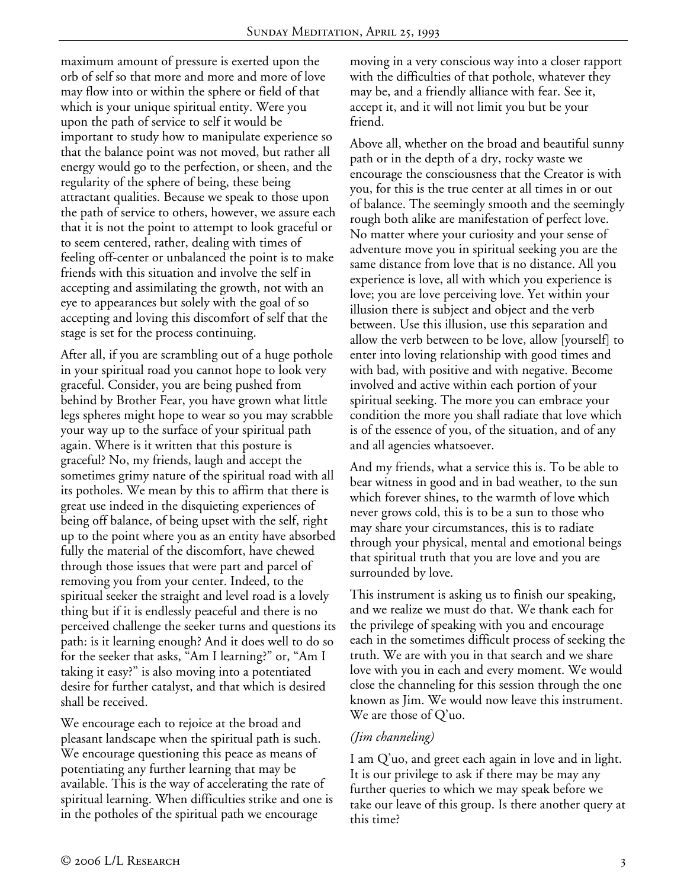maximum amount of pressure is exerted upon the orb of self so that more and more and more of love may flow into or within the sphere or field of that which is your unique spiritual entity. Were you upon the path of service to self it would be important to study how to manipulate experience so that the balance point was not moved, but rather all energy would go to the perfection, or sheen, and the regularity of the sphere of being, these being attractant qualities. Because we speak to those upon the path of service to others, however, we assure each that it is not the point to attempt to look graceful or to seem centered, rather, dealing with times of feeling off-center or unbalanced the point is to make friends with this situation and involve the self in accepting and assimilating the growth, not with an eye to appearances but solely with the goal of so accepting and loving this discomfort of self that the stage is set for the process continuing.

After all, if you are scrambling out of a huge pothole in your spiritual road you cannot hope to look very graceful. Consider, you are being pushed from behind by Brother Fear, you have grown what little legs spheres might hope to wear so you may scrabble your way up to the surface of your spiritual path again. Where is it written that this posture is graceful? No, my friends, laugh and accept the sometimes grimy nature of the spiritual road with all its potholes. We mean by this to affirm that there is great use indeed in the disquieting experiences of being off balance, of being upset with the self, right up to the point where you as an entity have absorbed fully the material of the discomfort, have chewed through those issues that were part and parcel of removing you from your center. Indeed, to the spiritual seeker the straight and level road is a lovely thing but if it is endlessly peaceful and there is no perceived challenge the seeker turns and questions its path: is it learning enough? And it does well to do so for the seeker that asks, "Am I learning?" or, "Am I taking it easy?" is also moving into a potentiated desire for further catalyst, and that which is desired shall be received.

We encourage each to rejoice at the broad and pleasant landscape when the spiritual path is such. We encourage questioning this peace as means of potentiating any further learning that may be available. This is the way of accelerating the rate of spiritual learning. When difficulties strike and one is in the potholes of the spiritual path we encourage moving in a very conscious way into a closer rapport with the difficulties of that pothole, whatever they may be, and a friendly alliance with fear. See it, accept it, and it will not limit you but be your friend.

Above all, whether on the broad and beautiful sunny path or in the depth of a dry, rocky waste we encourage the consciousness that the Creator is with you, for this is the true center at all times in or out of balance. The seemingly smooth and the seemingly rough both alike are manifestation of perfect love. No matter where your curiosity and your sense of adventure move you in spiritual seeking you are the same distance from love that is no distance. All you experience is love, all with which you experience is love; you are love perceiving love. Yet within your illusion there is subject and object and the verb between. Use this illusion, use this separation and allow the verb between to be love, allow [yourself] to enter into loving relationship with good times and with bad, with positive and with negative. Become involved and active within each portion of your spiritual seeking. The more you can embrace your condition the more you shall radiate that love which is of the essence of you, of the situation, and of any and all agencies whatsoever.

And my friends, what a service this is. To be able to bear witness in good and in bad weather, to the sun which forever shines, to the warmth of love which never grows cold, this is to be a sun to those who may share your circumstances, this is to radiate through your physical, mental and emotional beings that spiritual truth that you are love and you are surrounded by love.

This instrument is asking us to finish our speaking, and we realize we must do that. We thank each for the privilege of speaking with you and encourage each in the sometimes difficult process of seeking the truth. We are with you in that search and we share love with you in each and every moment. We would close the channeling for this session through the one known as Jim. We would now leave this instrument. We are those of Q'uo.

*(Jim channeling)*

I am Q'uo, and greet each again in love and in light. It is our privilege to ask if there may be may any further queries to which we may speak before we take our leave of this group. Is there another query at this time?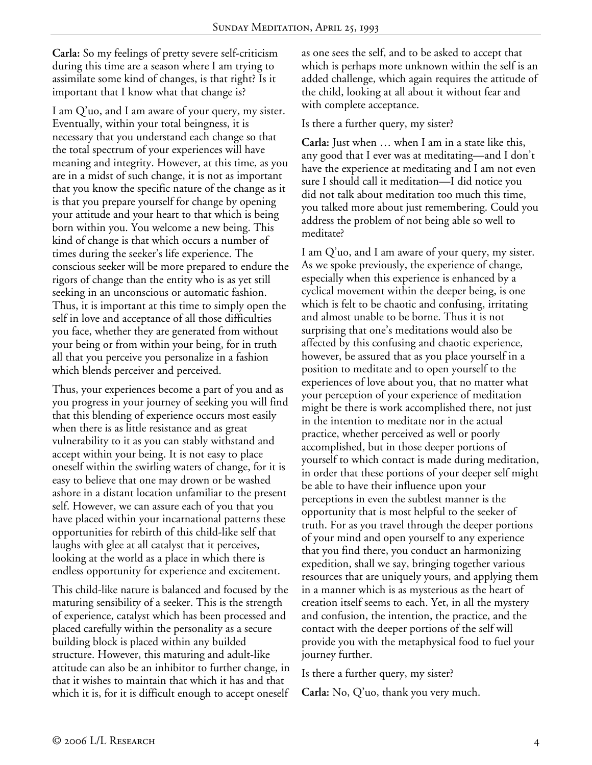**Carla:** So my feelings of pretty severe self-criticism during this time are a season where I am trying to assimilate some kind of changes, is that right? Is it important that I know what that change is?

I am Q'uo, and I am aware of your query, my sister. Eventually, within your total beingness, it is necessary that you understand each change so that the total spectrum of your experiences will have meaning and integrity. However, at this time, as you are in a midst of such change, it is not as important that you know the specific nature of the change as it is that you prepare yourself for change by opening your attitude and your heart to that which is being born within you. You welcome a new being. This kind of change is that which occurs a number of times during the seeker's life experience. The conscious seeker will be more prepared to endure the rigors of change than the entity who is as yet still seeking in an unconscious or automatic fashion. Thus, it is important at this time to simply open the self in love and acceptance of all those difficulties you face, whether they are generated from without your being or from within your being, for in truth all that you perceive you personalize in a fashion which blends perceiver and perceived.

Thus, your experiences become a part of you and as you progress in your journey of seeking you will find that this blending of experience occurs most easily when there is as little resistance and as great vulnerability to it as you can stably withstand and accept within your being. It is not easy to place oneself within the swirling waters of change, for it is easy to believe that one may drown or be washed ashore in a distant location unfamiliar to the present self. However, we can assure each of you that you have placed within your incarnational patterns these opportunities for rebirth of this child-like self that laughs with glee at all catalyst that it perceives, looking at the world as a place in which there is endless opportunity for experience and excitement.

This child-like nature is balanced and focused by the maturing sensibility of a seeker. This is the strength of experience, catalyst which has been processed and placed carefully within the personality as a secure building block is placed within any builded structure. However, this maturing and adult-like attitude can also be an inhibitor to further change, in that it wishes to maintain that which it has and that which it is, for it is difficult enough to accept oneself as one sees the self, and to be asked to accept that which is perhaps more unknown within the self is an added challenge, which again requires the attitude of the child, looking at all about it without fear and with complete acceptance.

Is there a further query, my sister?

**Carla:** Just when … when I am in a state like this, any good that I ever was at meditating—and I don't have the experience at meditating and I am not even sure I should call it meditation—I did notice you did not talk about meditation too much this time, you talked more about just remembering. Could you address the problem of not being able so well to meditate?

I am Q'uo, and I am aware of your query, my sister. As we spoke previously, the experience of change, especially when this experience is enhanced by a cyclical movement within the deeper being, is one which is felt to be chaotic and confusing, irritating and almost unable to be borne. Thus it is not surprising that one's meditations would also be affected by this confusing and chaotic experience, however, be assured that as you place yourself in a position to meditate and to open yourself to the experiences of love about you, that no matter what your perception of your experience of meditation might be there is work accomplished there, not just in the intention to meditate nor in the actual practice, whether perceived as well or poorly accomplished, but in those deeper portions of yourself to which contact is made during meditation, in order that these portions of your deeper self might be able to have their influence upon your perceptions in even the subtlest manner is the opportunity that is most helpful to the seeker of truth. For as you travel through the deeper portions of your mind and open yourself to any experience that you find there, you conduct an harmonizing expedition, shall we say, bringing together various resources that are uniquely yours, and applying them in a manner which is as mysterious as the heart of creation itself seems to each. Yet, in all the mystery and confusion, the intention, the practice, and the contact with the deeper portions of the self will provide you with the metaphysical food to fuel your journey further.

Is there a further query, my sister?

**Carla:** No, Q'uo, thank you very much.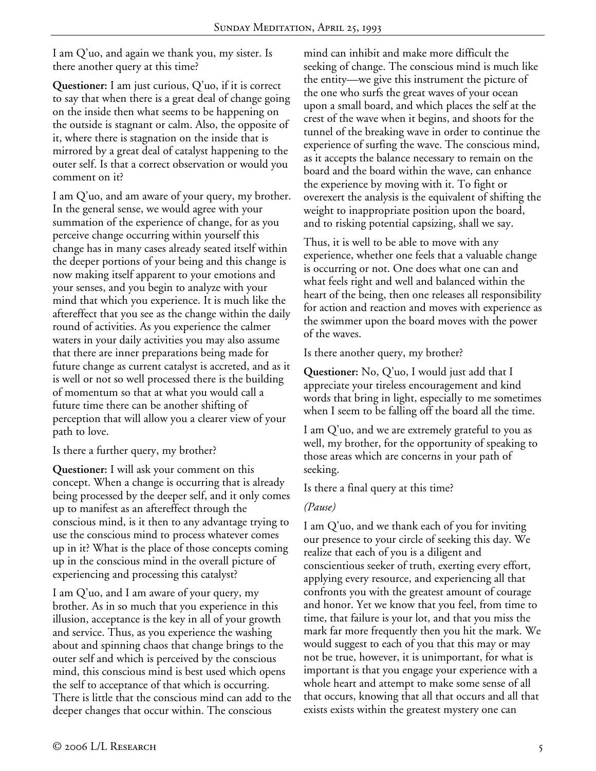I am Q'uo, and again we thank you, my sister. Is there another query at this time?

**Questioner:** I am just curious, Q'uo, if it is correct to say that when there is a great deal of change going on the inside then what seems to be happening on the outside is stagnant or calm. Also, the opposite of it, where there is stagnation on the inside that is mirrored by a great deal of catalyst happening to the outer self. Is that a correct observation or would you comment on it?

I am Q'uo, and am aware of your query, my brother. In the general sense, we would agree with your summation of the experience of change, for as you perceive change occurring within yourself this change has in many cases already seated itself within the deeper portions of your being and this change is now making itself apparent to your emotions and your senses, and you begin to analyze with your mind that which you experience. It is much like the aftereffect that you see as the change within the daily round of activities. As you experience the calmer waters in your daily activities you may also assume that there are inner preparations being made for future change as current catalyst is accreted, and as it is well or not so well processed there is the building of momentum so that at what you would call a future time there can be another shifting of perception that will allow you a clearer view of your path to love.

Is there a further query, my brother?

**Questioner:** I will ask your comment on this concept. When a change is occurring that is already being processed by the deeper self, and it only comes up to manifest as an aftereffect through the conscious mind, is it then to any advantage trying to use the conscious mind to process whatever comes up in it? What is the place of those concepts coming up in the conscious mind in the overall picture of experiencing and processing this catalyst?

I am Q'uo, and I am aware of your query, my brother. As in so much that you experience in this illusion, acceptance is the key in all of your growth and service. Thus, as you experience the washing about and spinning chaos that change brings to the outer self and which is perceived by the conscious mind, this conscious mind is best used which opens the self to acceptance of that which is occurring. There is little that the conscious mind can add to the deeper changes that occur within. The conscious mind can inhibit and make more difficult the seeking of change. The conscious mind is much like the entity—we give this instrument the picture of the one who surfs the great waves of your ocean upon a small board, and which places the self at the crest of the wave when it begins, and shoots for the tunnel of the breaking wave in order to continue the experience of surfing the wave. The conscious mind, as it accepts the balance necessary to remain on the board and the board within the wave, can enhance the experience by moving with it. To fight or overexert the analysis is the equivalent of shifting the weight to inappropriate position upon the board, and to risking potential capsizing, shall we say.

Thus, it is well to be able to move with any experience, whether one feels that a valuable change is occurring or not. One does what one can and what feels right and well and balanced within the heart of the being, then one releases all responsibility for action and reaction and moves with experience as the swimmer upon the board moves with the power of the waves.

Is there another query, my brother?

**Questioner:** No, Q'uo, I would just add that I appreciate your tireless encouragement and kind words that bring in light, especially to me sometimes when I seem to be falling off the board all the time.

I am Q'uo, and we are extremely grateful to you as well, my brother, for the opportunity of speaking to those areas which are concerns in your path of seeking.

Is there a final query at this time?

*(Pause)*

I am Q'uo, and we thank each of you for inviting our presence to your circle of seeking this day. We realize that each of you is a diligent and conscientious seeker of truth, exerting every effort, applying every resource, and experiencing all that confronts you with the greatest amount of courage and honor. Yet we know that you feel, from time to time, that failure is your lot, and that you miss the mark far more frequently then you hit the mark. We would suggest to each of you that this may or may not be true, however, it is unimportant, for what is important is that you engage your experience with a whole heart and attempt to make some sense of all that occurs, knowing that all that occurs and all that exists exists within the greatest mystery one can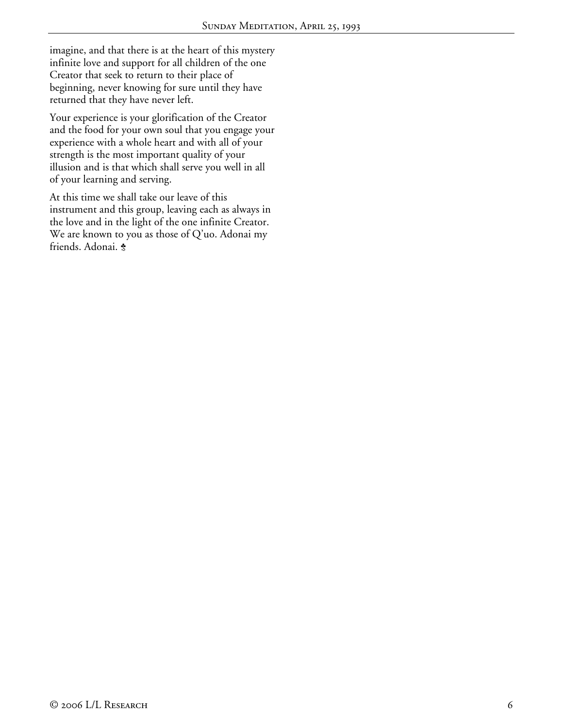imagine, and that there is at the heart of this mystery infinite love and support for all children of the one Creator that seek to return to their place of beginning, never knowing for sure until they have returned that they have never left.

Your experience is your glorification of the Creator and the food for your own soul that you engage your experience with a whole heart and with all of your strength is the most important quality of your illusion and is that which shall serve you well in all of your learning and serving.

At this time we shall take our leave of this instrument and this group, leaving each as always in the love and in the light of the one infinite Creator. We are known to you as those of Q'uo. Adonai my friends. Adonai.